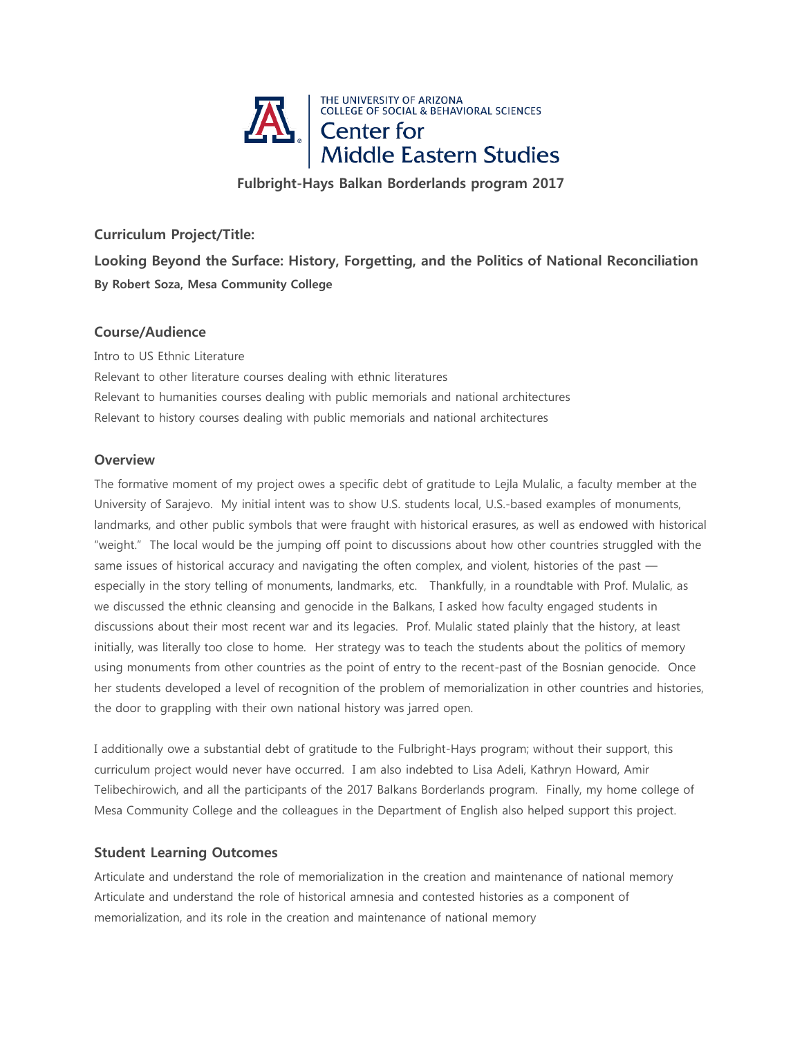THE UNIVERSITY OF ARIZONA
COLLEGE OF SOCIAL & BEHAVIORAL SCIENCES
Center for
Middle Eastern Studies

**Fulbright-Hays Balkan Borderlands program 2017**

### Curriculum Project/Title:

### Looking Beyond the Surface: History, Forgetting, and the Politics of National Reconciliation

**By Robert Soza, Mesa Community College**

## Course/Audience

Intro to US Ethnic Literature
Relevant to other literature courses dealing with ethnic literatures
Relevant to humanities courses dealing with public memorials and national architectures
Relevant to history courses dealing with public memorials and national architectures

## Overview

The formative moment of my project owes a specific debt of gratitude to Lejla Mulalic, a faculty member at the University of Sarajevo. My initial intent was to show U.S. students local, U.S.-based examples of monuments, landmarks, and other public symbols that were fraught with historical erasures, as well as endowed with historical "weight." The local would be the jumping off point to discussions about how other countries struggled with the same issues of historical accuracy and navigating the often complex, and violent, histories of the past — especially in the story telling of monuments, landmarks, etc. Thankfully, in a roundtable with Prof. Mulalic, as we discussed the ethnic cleansing and genocide in the Balkans, I asked how faculty engaged students in discussions about their most recent war and its legacies. Prof. Mulalic stated plainly that the history, at least initially, was literally too close to home. Her strategy was to teach the students about the politics of memory using monuments from other countries as the point of entry to the recent-past of the Bosnian genocide. Once her students developed a level of recognition of the problem of memorialization in other countries and histories, the door to grappling with their own national history was jarred open.

I additionally owe a substantial debt of gratitude to the Fulbright-Hays program; without their support, this curriculum project would never have occurred. I am also indebted to Lisa Adeli, Kathryn Howard, Amir Telibechirowich, and all the participants of the 2017 Balkans Borderlands program. Finally, my home college of Mesa Community College and the colleagues in the Department of English also helped support this project.

## Student Learning Outcomes

Articulate and understand the role of memorialization in the creation and maintenance of national memory
Articulate and understand the role of historical amnesia and contested histories as a component of memorialization, and its role in the creation and maintenance of national memory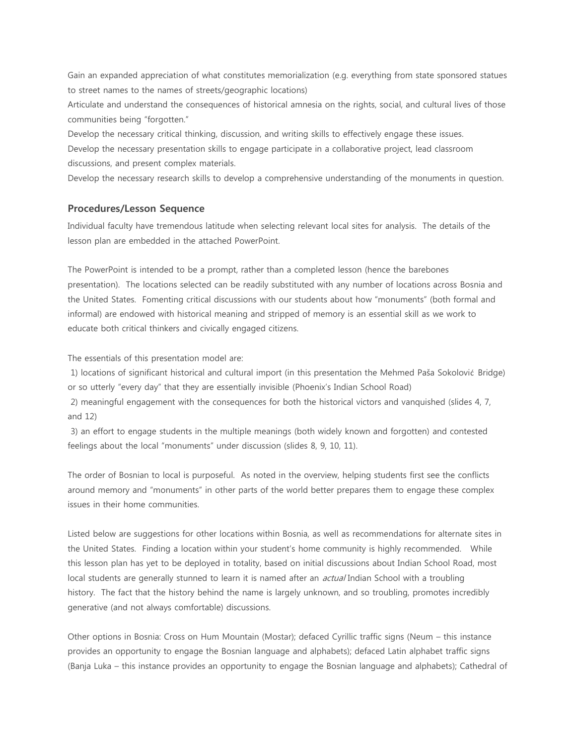Gain an expanded appreciation of what constitutes memorialization (e.g. everything from state sponsored statues to street names to the names of streets/geographic locations)

Articulate and understand the consequences of historical amnesia on the rights, social, and cultural lives of those communities being "forgotten."

Develop the necessary critical thinking, discussion, and writing skills to effectively engage these issues.

Develop the necessary presentation skills to engage participate in a collaborative project, lead classroom discussions, and present complex materials.

Develop the necessary research skills to develop a comprehensive understanding of the monuments in question.

### Procedures/Lesson Sequence

Individual faculty have tremendous latitude when selecting relevant local sites for analysis. The details of the lesson plan are embedded in the attached PowerPoint.

The PowerPoint is intended to be a prompt, rather than a completed lesson (hence the barebones presentation). The locations selected can be readily substituted with any number of locations across Bosnia and the United States. Fomenting critical discussions with our students about how "monuments" (both formal and informal) are endowed with historical meaning and stripped of memory is an essential skill as we work to educate both critical thinkers and civically engaged citizens.

The essentials of this presentation model are:

1) locations of significant historical and cultural import (in this presentation the Mehmed Paša Sokolović Bridge) or so utterly "every day" that they are essentially invisible (Phoenix's Indian School Road)

2) meaningful engagement with the consequences for both the historical victors and vanquished (slides 4, 7, and 12)

3) an effort to engage students in the multiple meanings (both widely known and forgotten) and contested feelings about the local "monuments" under discussion (slides 8, 9, 10, 11).

The order of Bosnian to local is purposeful. As noted in the overview, helping students first see the conflicts around memory and "monuments" in other parts of the world better prepares them to engage these complex issues in their home communities.

Listed below are suggestions for other locations within Bosnia, as well as recommendations for alternate sites in the United States. Finding a location within your student's home community is highly recommended. While this lesson plan has yet to be deployed in totality, based on initial discussions about Indian School Road, most local students are generally stunned to learn it is named after an *actual* Indian School with a troubling history. The fact that the history behind the name is largely unknown, and so troubling, promotes incredibly generative (and not always comfortable) discussions.

Other options in Bosnia: Cross on Hum Mountain (Mostar); defaced Cyrillic traffic signs (Neum – this instance provides an opportunity to engage the Bosnian language and alphabets); defaced Latin alphabet traffic signs (Banja Luka – this instance provides an opportunity to engage the Bosnian language and alphabets); Cathedral of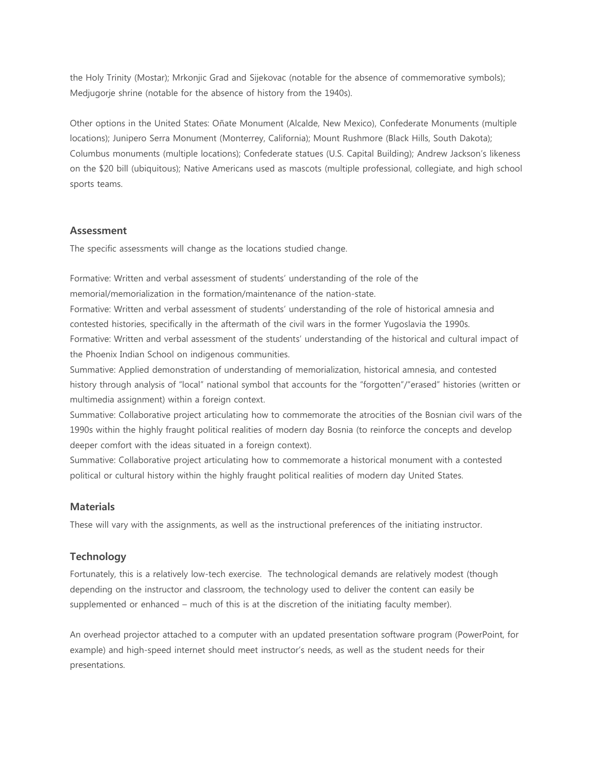the Holy Trinity (Mostar); Mrkonjic Grad and Sijekovac (notable for the absence of commemorative symbols); Medjugorje shrine (notable for the absence of history from the 1940s).

Other options in the United States: Oñate Monument (Alcalde, New Mexico), Confederate Monuments (multiple locations); Junipero Serra Monument (Monterrey, California); Mount Rushmore (Black Hills, South Dakota); Columbus monuments (multiple locations); Confederate statues (U.S. Capital Building); Andrew Jackson's likeness on the $20 bill (ubiquitous); Native Americans used as mascots (multiple professional, collegiate, and high school sports teams.

### Assessment

The specific assessments will change as the locations studied change.

Formative: Written and verbal assessment of students' understanding of the role of the memorial/memorialization in the formation/maintenance of the nation-state.
Formative: Written and verbal assessment of students' understanding of the role of historical amnesia and contested histories, specifically in the aftermath of the civil wars in the former Yugoslavia the 1990s.
Formative: Written and verbal assessment of the students' understanding of the historical and cultural impact of the Phoenix Indian School on indigenous communities.
Summative: Applied demonstration of understanding of memorialization, historical amnesia, and contested history through analysis of "local" national symbol that accounts for the "forgotten"/"erased" histories (written or multimedia assignment) within a foreign context.
Summative: Collaborative project articulating how to commemorate the atrocities of the Bosnian civil wars of the 1990s within the highly fraught political realities of modern day Bosnia (to reinforce the concepts and develop deeper comfort with the ideas situated in a foreign context).
Summative: Collaborative project articulating how to commemorate a historical monument with a contested political or cultural history within the highly fraught political realities of modern day United States.

### Materials

These will vary with the assignments, as well as the instructional preferences of the initiating instructor.

### Technology

Fortunately, this is a relatively low-tech exercise. The technological demands are relatively modest (though depending on the instructor and classroom, the technology used to deliver the content can easily be supplemented or enhanced – much of this is at the discretion of the initiating faculty member).

An overhead projector attached to a computer with an updated presentation software program (PowerPoint, for example) and high-speed internet should meet instructor's needs, as well as the student needs for their presentations.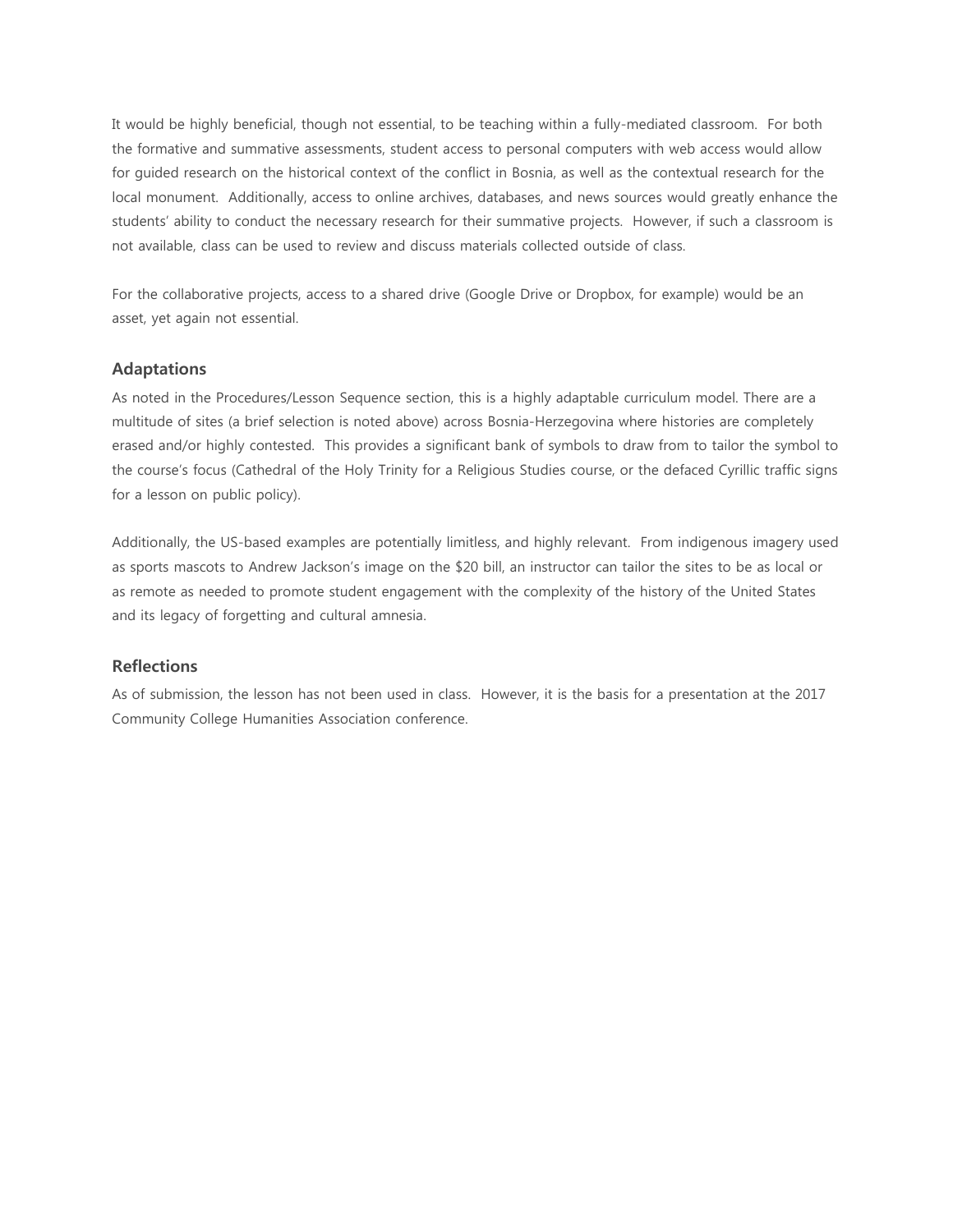It would be highly beneficial, though not essential, to be teaching within a fully-mediated classroom. For both the formative and summative assessments, student access to personal computers with web access would allow for guided research on the historical context of the conflict in Bosnia, as well as the contextual research for the local monument. Additionally, access to online archives, databases, and news sources would greatly enhance the students' ability to conduct the necessary research for their summative projects. However, if such a classroom is not available, class can be used to review and discuss materials collected outside of class.

For the collaborative projects, access to a shared drive (Google Drive or Dropbox, for example) would be an asset, yet again not essential.

### Adaptations

As noted in the Procedures/Lesson Sequence section, this is a highly adaptable curriculum model. There are a multitude of sites (a brief selection is noted above) across Bosnia-Herzegovina where histories are completely erased and/or highly contested. This provides a significant bank of symbols to draw from to tailor the symbol to the course's focus (Cathedral of the Holy Trinity for a Religious Studies course, or the defaced Cyrillic traffic signs for a lesson on public policy).

Additionally, the US-based examples are potentially limitless, and highly relevant. From indigenous imagery used as sports mascots to Andrew Jackson's image on the $20 bill, an instructor can tailor the sites to be as local or as remote as needed to promote student engagement with the complexity of the history of the United States and its legacy of forgetting and cultural amnesia.

### Reflections

As of submission, the lesson has not been used in class. However, it is the basis for a presentation at the 2017 Community College Humanities Association conference.